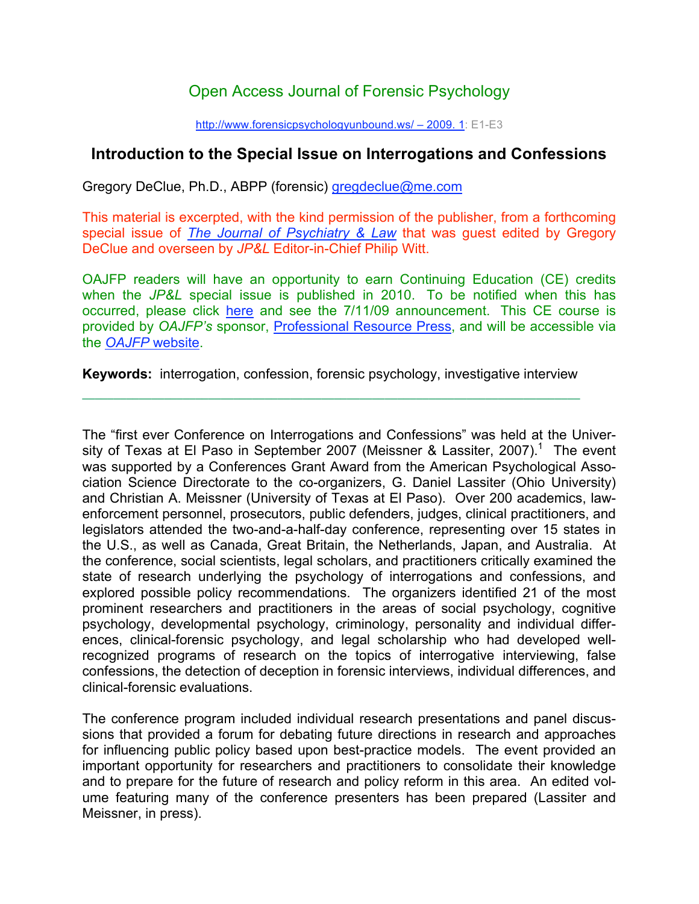Open Access Journal of Forensic Psychology

http://www.forensicpsychologyunbound.ws/ – 2009. 1: E1-E3

## Introduction to the Special Issue on Interrogations and Confessions

Gregory DeClue, Ph.D., ABPP (forensic) gregdeclue@me.com

This material is excerpted, with the kind permission of the publisher, from a forthcoming special issue of *The Journal of Psychiatry & Law* that was guest edited by Gregory DeClue and overseen by *JP&L* Editor-in-Chief Philip Witt.

OAJFP readers will have an opportunity to earn Continuing Education (CE) credits when the *JP&L* special issue is published in 2010. To be notified when this has occurred, please click here and see the 7/11/09 announcement. This CE course is provided by *OAJFP's* sponsor, Professional Resource Press, and will be accessible via the *OAJFP* website.

**Keywords:** interrogation, confession, forensic psychology, investigative interview

---

The "first ever Conference on Interrogations and Confessions" was held at the University of Texas at El Paso in September 2007 (Meissner & Lassiter, 2007).[1] The event was supported by a Conferences Grant Award from the American Psychological Association Science Directorate to the co-organizers, G. Daniel Lassiter (Ohio University) and Christian A. Meissner (University of Texas at El Paso). Over 200 academics, law-enforcement personnel, prosecutors, public defenders, judges, clinical practitioners, and legislators attended the two-and-a-half-day conference, representing over 15 states in the U.S., as well as Canada, Great Britain, the Netherlands, Japan, and Australia. At the conference, social scientists, legal scholars, and practitioners critically examined the state of research underlying the psychology of interrogations and confessions, and explored possible policy recommendations. The organizers identified 21 of the most prominent researchers and practitioners in the areas of social psychology, cognitive psychology, developmental psychology, criminology, personality and individual differences, clinical-forensic psychology, and legal scholarship who had developed well-recognized programs of research on the topics of interrogative interviewing, false confessions, the detection of deception in forensic interviews, individual differences, and clinical-forensic evaluations.

The conference program included individual research presentations and panel discussions that provided a forum for debating future directions in research and approaches for influencing public policy based upon best-practice models. The event provided an important opportunity for researchers and practitioners to consolidate their knowledge and to prepare for the future of research and policy reform in this area. An edited volume featuring many of the conference presenters has been prepared (Lassiter and Meissner, in press).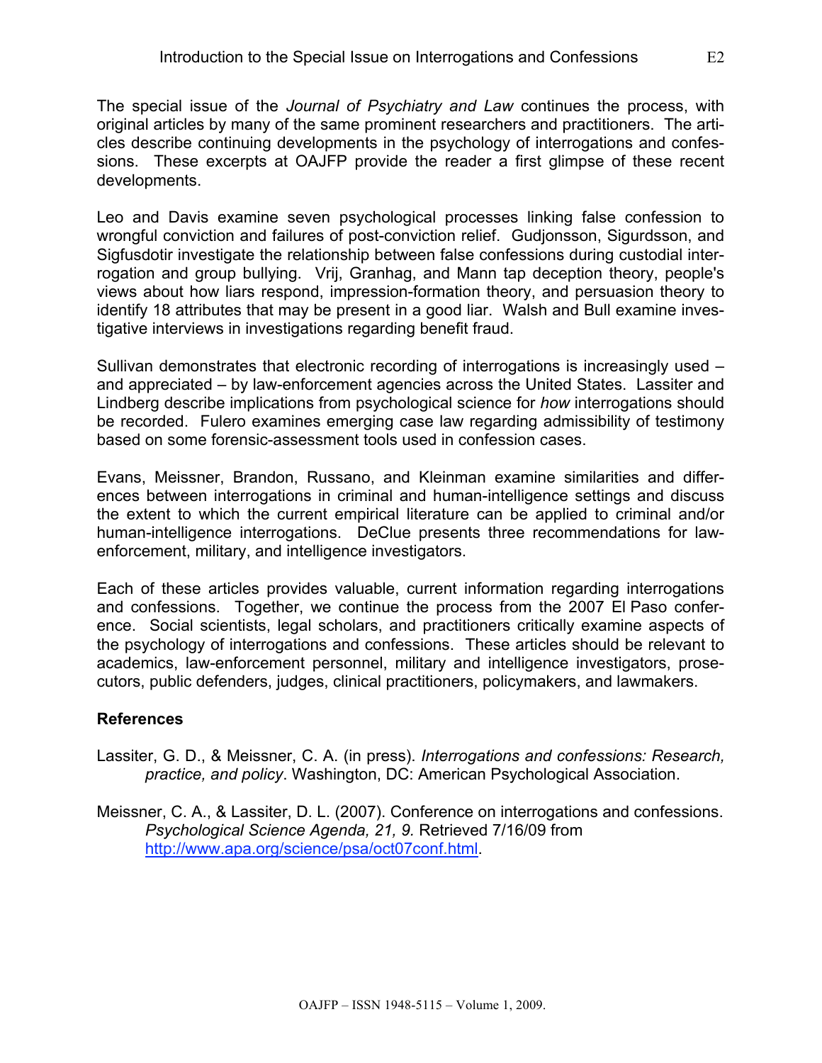The special issue of the *Journal of Psychiatry and Law* continues the process, with original articles by many of the same prominent researchers and practitioners. The articles describe continuing developments in the psychology of interrogations and confessions. These excerpts at OAJFP provide the reader a first glimpse of these recent developments.

Leo and Davis examine seven psychological processes linking false confession to wrongful conviction and failures of post-conviction relief. Gudjonsson, Sigurdsson, and Sigfusdotir investigate the relationship between false confessions during custodial interrogation and group bullying. Vrij, Granhag, and Mann tap deception theory, people's views about how liars respond, impression-formation theory, and persuasion theory to identify 18 attributes that may be present in a good liar. Walsh and Bull examine investigative interviews in investigations regarding benefit fraud.

Sullivan demonstrates that electronic recording of interrogations is increasingly used – and appreciated – by law-enforcement agencies across the United States. Lassiter and Lindberg describe implications from psychological science for *how* interrogations should be recorded. Fulero examines emerging case law regarding admissibility of testimony based on some forensic-assessment tools used in confession cases.

Evans, Meissner, Brandon, Russano, and Kleinman examine similarities and differences between interrogations in criminal and human-intelligence settings and discuss the extent to which the current empirical literature can be applied to criminal and/or human-intelligence interrogations. DeClue presents three recommendations for law-enforcement, military, and intelligence investigators.

Each of these articles provides valuable, current information regarding interrogations and confessions. Together, we continue the process from the 2007 El Paso conference. Social scientists, legal scholars, and practitioners critically examine aspects of the psychology of interrogations and confessions. These articles should be relevant to academics, law-enforcement personnel, military and intelligence investigators, prosecutors, public defenders, judges, clinical practitioners, policymakers, and lawmakers.

## References

Lassiter, G. D., & Meissner, C. A. (in press). *Interrogations and confessions: Research, practice, and policy*. Washington, DC: American Psychological Association.

Meissner, C. A., & Lassiter, D. L. (2007). Conference on interrogations and confessions. *Psychological Science Agenda, 21, 9.* Retrieved 7/16/09 from http://www.apa.org/science/psa/oct07conf.html.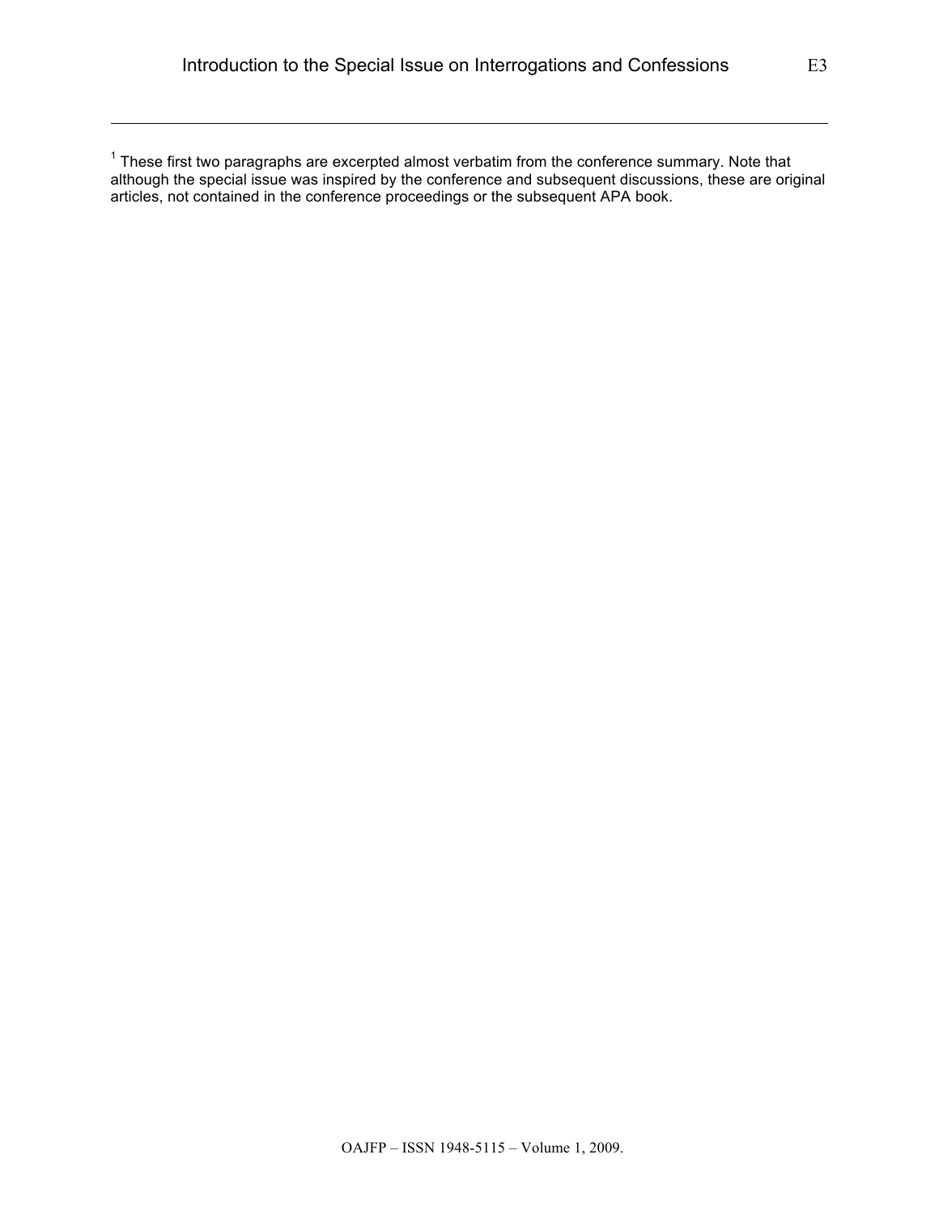[1] These first two paragraphs are excerpted almost verbatim from the conference summary. Note that although the special issue was inspired by the conference and subsequent discussions, these are original articles, not contained in the conference proceedings or the subsequent APA book.